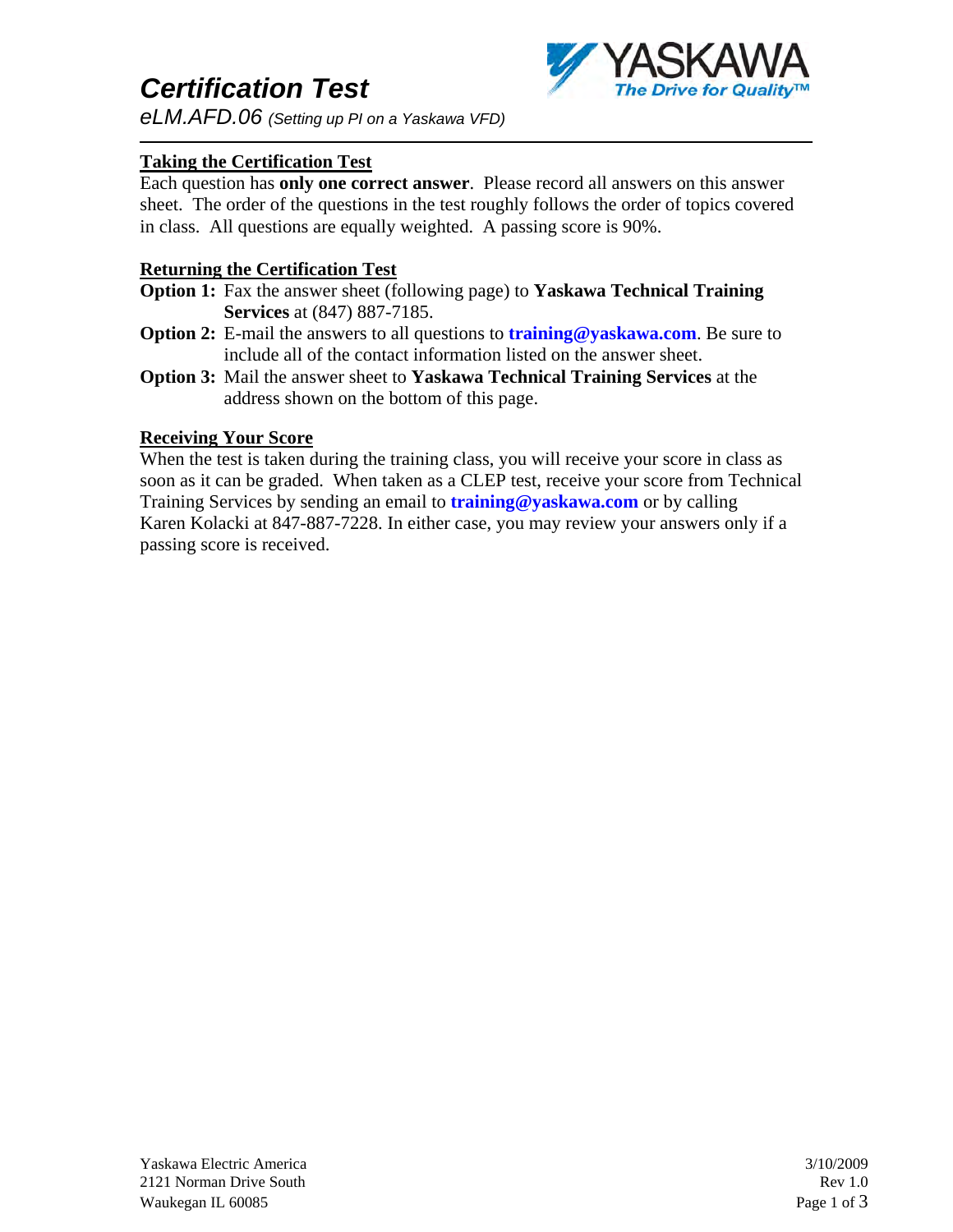# Certification Test

*eLM.AFD.06 (Setting up PI on a Yaskawa VFD)*

---

## Taking the Certification Test

Each question has **only one correct answer**. Please record all answers on this answer sheet. The order of the questions in the test roughly follows the order of topics covered in class. All questions are equally weighted. A passing score is 90%.

## Returning the Certification Test

**Option 1:** Fax the answer sheet (following page) to **Yaskawa Technical Training Services** at (847) 887-7185.

**Option 2:** E-mail the answers to all questions to **training@yaskawa.com**. Be sure to include all of the contact information listed on the answer sheet.

**Option 3:** Mail the answer sheet to **Yaskawa Technical Training Services** at the address shown on the bottom of this page.

## Receiving Your Score

When the test is taken during the training class, you will receive your score in class as soon as it can be graded. When taken as a CLEP test, receive your score from Technical Training Services by sending an email to **training@yaskawa.com** or by calling Karen Kolacki at 847-887-7228. In either case, you may review your answers only if a passing score is received.

Yaskawa Electric America
2121 Norman Drive South
Waukegan IL 60085

3/10/2009
Rev 1.0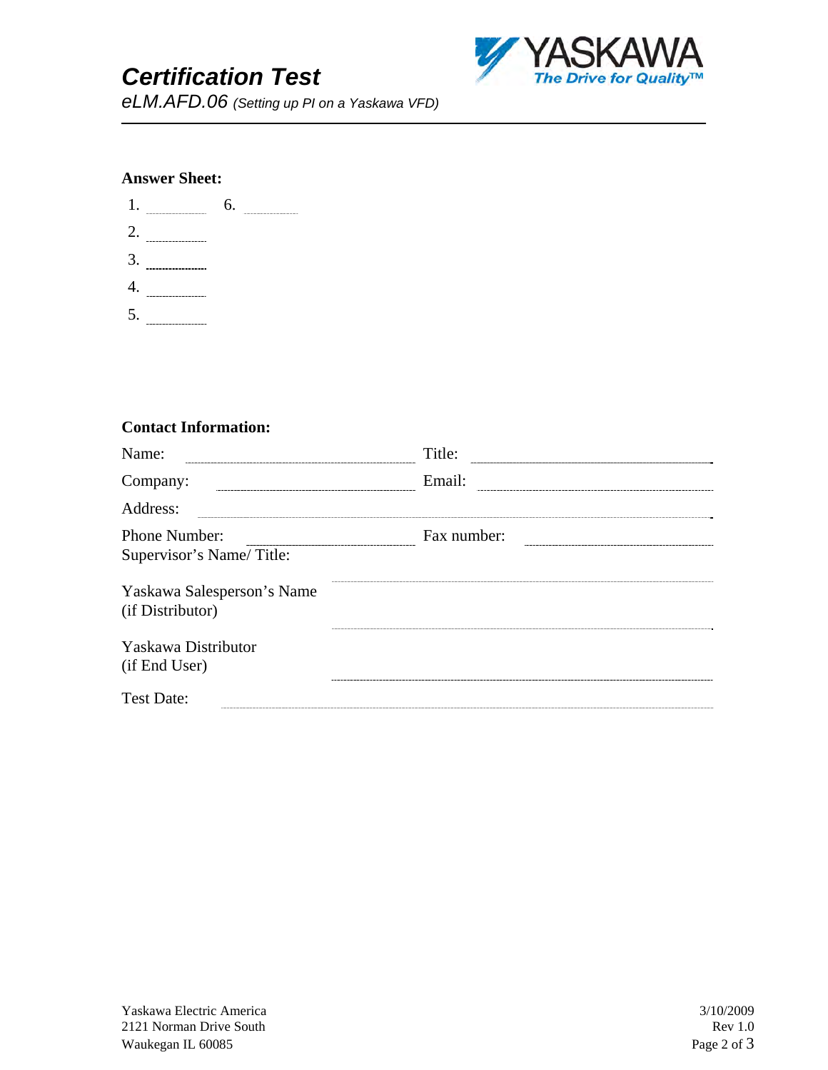**Answer Sheet:**

1. \_\_\_\_\_\_\_\_ 6. \_\_\_\_\_\_\_\_
2. \_\_\_\_\_\_\_\_
3. \_\_\_\_\_\_\_\_
4. \_\_\_\_\_\_\_\_
5. \_\_\_\_\_\_\_\_

**Contact Information:**

Name: \_\_\_\_\_\_\_\_\_\_\_\_\_\_\_\_\_\_\_\_ Title: \_\_\_\_\_\_\_\_\_\_\_\_\_\_\_\_\_\_\_\_

Company: \_\_\_\_\_\_\_\_\_\_\_\_\_\_\_\_\_\_\_\_ Email: \_\_\_\_\_\_\_\_\_\_\_\_\_\_\_\_\_\_\_\_

Address: \_\_\_\_\_\_\_\_\_\_\_\_\_\_\_\_\_\_\_\_\_\_\_\_\_\_\_\_\_\_\_\_\_\_\_\_\_\_\_\_

Phone Number: \_\_\_\_\_\_\_\_\_\_\_\_\_\_\_\_\_\_\_\_ Fax number: \_\_\_\_\_\_\_\_\_\_\_\_\_\_\_\_\_\_\_\_

Supervisor's Name/ Title: \_\_\_\_\_\_\_\_\_\_\_\_\_\_\_\_\_\_\_\_\_\_\_\_\_\_\_\_\_\_\_\_\_\_\_\_\_\_\_\_

Yaskawa Salesperson's Name (if Distributor) \_\_\_\_\_\_\_\_\_\_\_\_\_\_\_\_\_\_\_\_\_\_\_\_\_\_\_\_\_\_\_\_\_\_\_\_\_\_\_\_

Yaskawa Distributor (if End User) \_\_\_\_\_\_\_\_\_\_\_\_\_\_\_\_\_\_\_\_\_\_\_\_\_\_\_\_\_\_\_\_\_\_\_\_\_\_\_\_

Test Date: \_\_\_\_\_\_\_\_\_\_\_\_\_\_\_\_\_\_\_\_\_\_\_\_\_\_\_\_\_\_\_\_\_\_\_\_\_\_\_\_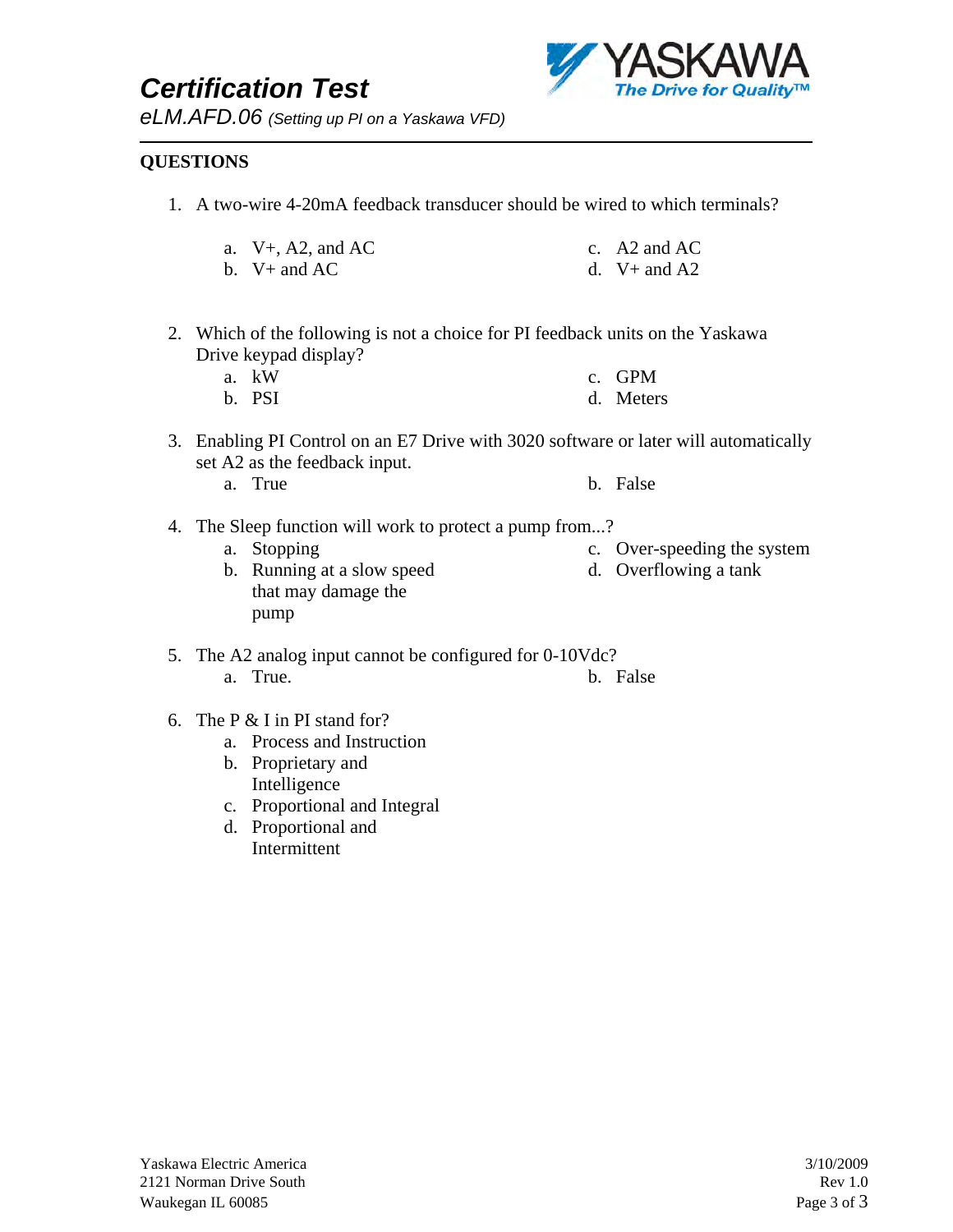# Certification Test

*eLM.AFD.06 (Setting up PI on a Yaskawa VFD)*

## QUESTIONS

1. A two-wire 4-20mA feedback transducer should be wired to which terminals?
   a. V+, A2, and AC
   b. V+ and AC
   c. A2 and AC
   d. V+ and A2

2. Which of the following is not a choice for PI feedback units on the Yaskawa Drive keypad display?
   a. kW
   b. PSI
   c. GPM
   d. Meters

3. Enabling PI Control on an E7 Drive with 3020 software or later will automatically set A2 as the feedback input.
   a. True
   b. False

4. The Sleep function will work to protect a pump from...?
   a. Stopping
   b. Running at a slow speed that may damage the pump
   c. Over-speeding the system
   d. Overflowing a tank

5. The A2 analog input cannot be configured for 0-10Vdc?
   a. True.
   b. False

6. The P & I in PI stand for?
   a. Process and Instruction
   b. Proprietary and Intelligence
   c. Proportional and Integral
   d. Proportional and Intermittent

Yaskawa Electric America
2121 Norman Drive South
Waukegan IL 60085

3/10/2009
Rev 1.0